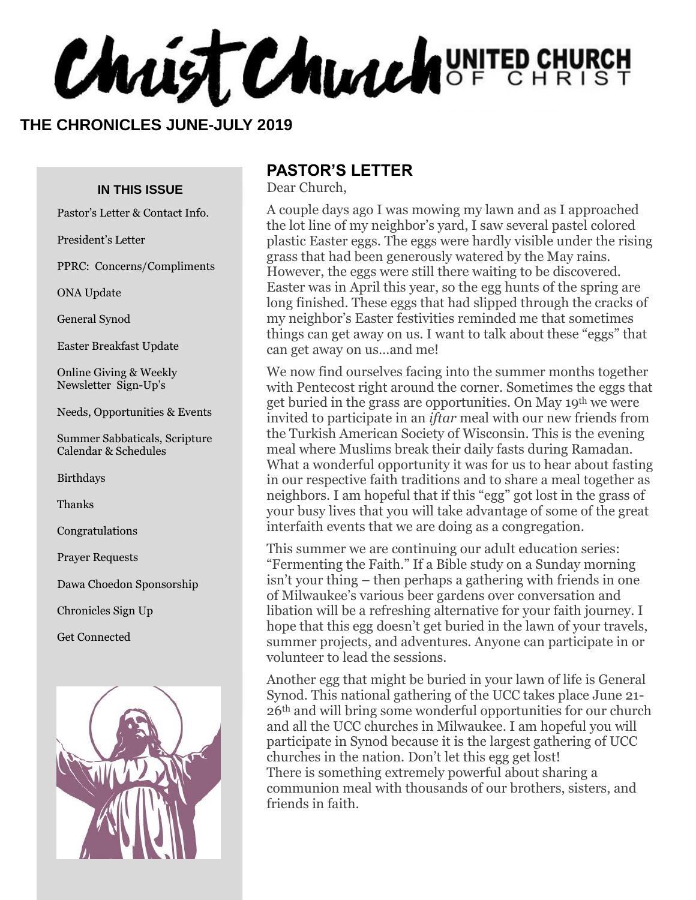# Christ Church UNITED CHURCH OF CHRIST

## THE CHRONICLES JUNE-JULY 2019

**IN THIS ISSUE**

- Pastor's Letter & Contact Info.
- President's Letter
- PPRC: Concerns/Compliments
- ONA Update
- General Synod
- Easter Breakfast Update
- Online Giving & Weekly Newsletter Sign-Up's
- Needs, Opportunities & Events
- Summer Sabbaticals, Scripture Calendar & Schedules
- Birthdays
- Thanks
- Congratulations
- Prayer Requests
- Dawa Choedon Sponsorship
- Chronicles Sign Up
- Get Connected

## PASTOR'S LETTER

Dear Church,

A couple days ago I was mowing my lawn and as I approached the lot line of my neighbor's yard, I saw several pastel colored plastic Easter eggs. The eggs were hardly visible under the rising grass that had been generously watered by the May rains. However, the eggs were still there waiting to be discovered. Easter was in April this year, so the egg hunts of the spring are long finished. These eggs that had slipped through the cracks of my neighbor's Easter festivities reminded me that sometimes things can get away on us. I want to talk about these "eggs" that can get away on us…and me!

We now find ourselves facing into the summer months together with Pentecost right around the corner. Sometimes the eggs that get buried in the grass are opportunities. On May 19th we were invited to participate in an *iftar* meal with our new friends from the Turkish American Society of Wisconsin. This is the evening meal where Muslims break their daily fasts during Ramadan. What a wonderful opportunity it was for us to hear about fasting in our respective faith traditions and to share a meal together as neighbors. I am hopeful that if this "egg" got lost in the grass of your busy lives that you will take advantage of some of the great interfaith events that we are doing as a congregation.

This summer we are continuing our adult education series: "Fermenting the Faith." If a Bible study on a Sunday morning isn't your thing – then perhaps a gathering with friends in one of Milwaukee's various beer gardens over conversation and libation will be a refreshing alternative for your faith journey. I hope that this egg doesn't get buried in the lawn of your travels, summer projects, and adventures. Anyone can participate in or volunteer to lead the sessions.

Another egg that might be buried in your lawn of life is General Synod. This national gathering of the UCC takes place June 21-26th and will bring some wonderful opportunities for our church and all the UCC churches in Milwaukee. I am hopeful you will participate in Synod because it is the largest gathering of UCC churches in the nation. Don't let this egg get lost!
There is something extremely powerful about sharing a communion meal with thousands of our brothers, sisters, and friends in faith.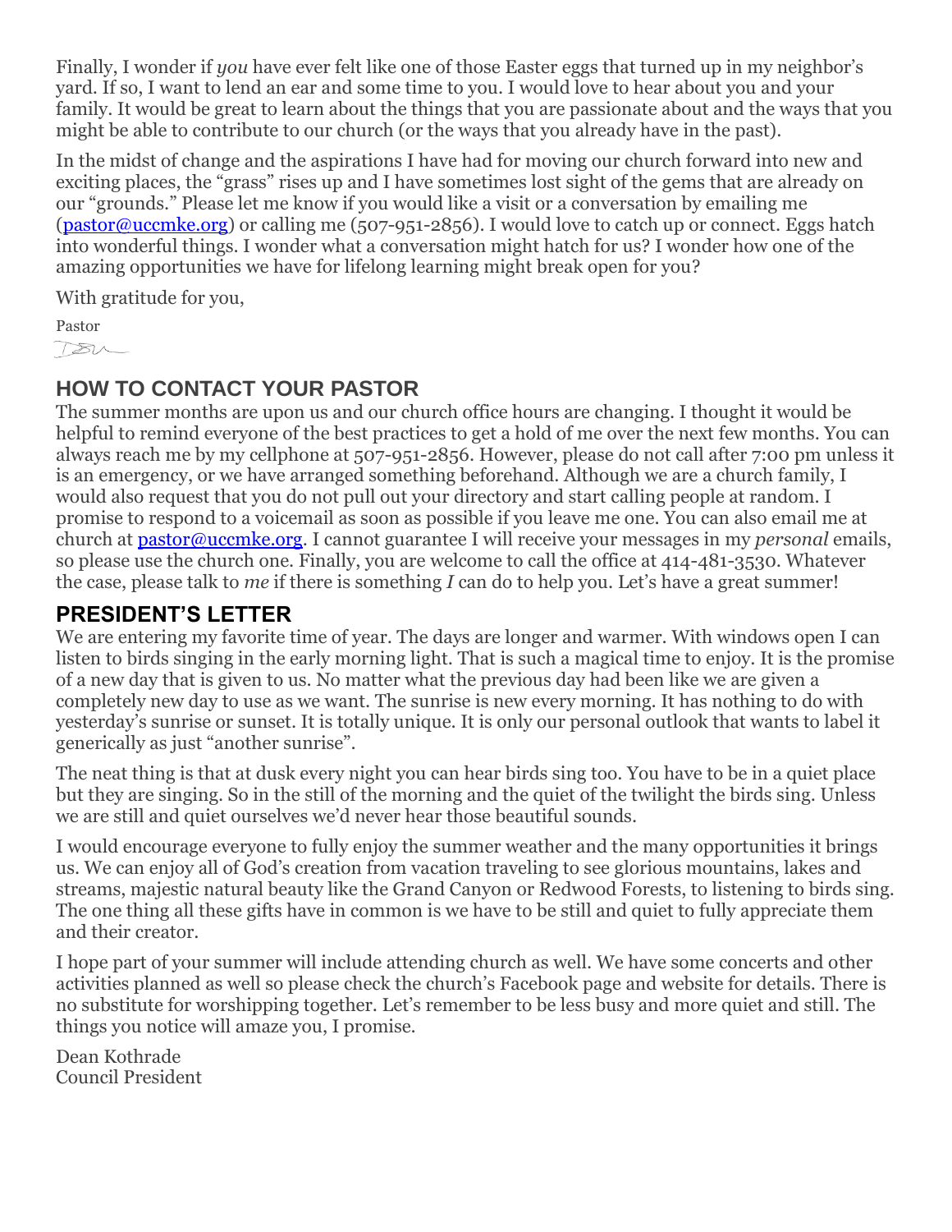Finally, I wonder if *you* have ever felt like one of those Easter eggs that turned up in my neighbor's yard. If so, I want to lend an ear and some time to you. I would love to hear about you and your family. It would be great to learn about the things that you are passionate about and the ways that you might be able to contribute to our church (or the ways that you already have in the past).

In the midst of change and the aspirations I have had for moving our church forward into new and exciting places, the "grass" rises up and I have sometimes lost sight of the gems that are already on our "grounds." Please let me know if you would like a visit or a conversation by emailing me (pastor@uccmke.org) or calling me (507-951-2856). I would love to catch up or connect. Eggs hatch into wonderful things. I wonder what a conversation might hatch for us? I wonder how one of the amazing opportunities we have for lifelong learning might break open for you?

With gratitude for you,

Pastor

## HOW TO CONTACT YOUR PASTOR

The summer months are upon us and our church office hours are changing. I thought it would be helpful to remind everyone of the best practices to get a hold of me over the next few months. You can always reach me by my cellphone at 507-951-2856. However, please do not call after 7:00 pm unless it is an emergency, or we have arranged something beforehand. Although we are a church family, I would also request that you do not pull out your directory and start calling people at random. I promise to respond to a voicemail as soon as possible if you leave me one. You can also email me at church at pastor@uccmke.org. I cannot guarantee I will receive your messages in my *personal* emails, so please use the church one. Finally, you are welcome to call the office at 414-481-3530. Whatever the case, please talk to *me* if there is something *I* can do to help you. Let's have a great summer!

## PRESIDENT'S LETTER

We are entering my favorite time of year. The days are longer and warmer. With windows open I can listen to birds singing in the early morning light. That is such a magical time to enjoy. It is the promise of a new day that is given to us. No matter what the previous day had been like we are given a completely new day to use as we want. The sunrise is new every morning. It has nothing to do with yesterday's sunrise or sunset. It is totally unique. It is only our personal outlook that wants to label it generically as just "another sunrise".

The neat thing is that at dusk every night you can hear birds sing too. You have to be in a quiet place but they are singing. So in the still of the morning and the quiet of the twilight the birds sing. Unless we are still and quiet ourselves we'd never hear those beautiful sounds.

I would encourage everyone to fully enjoy the summer weather and the many opportunities it brings us. We can enjoy all of God's creation from vacation traveling to see glorious mountains, lakes and streams, majestic natural beauty like the Grand Canyon or Redwood Forests, to listening to birds sing. The one thing all these gifts have in common is we have to be still and quiet to fully appreciate them and their creator.

I hope part of your summer will include attending church as well. We have some concerts and other activities planned as well so please check the church's Facebook page and website for details. There is no substitute for worshipping together. Let's remember to be less busy and more quiet and still. The things you notice will amaze you, I promise.

Dean Kothrade
Council President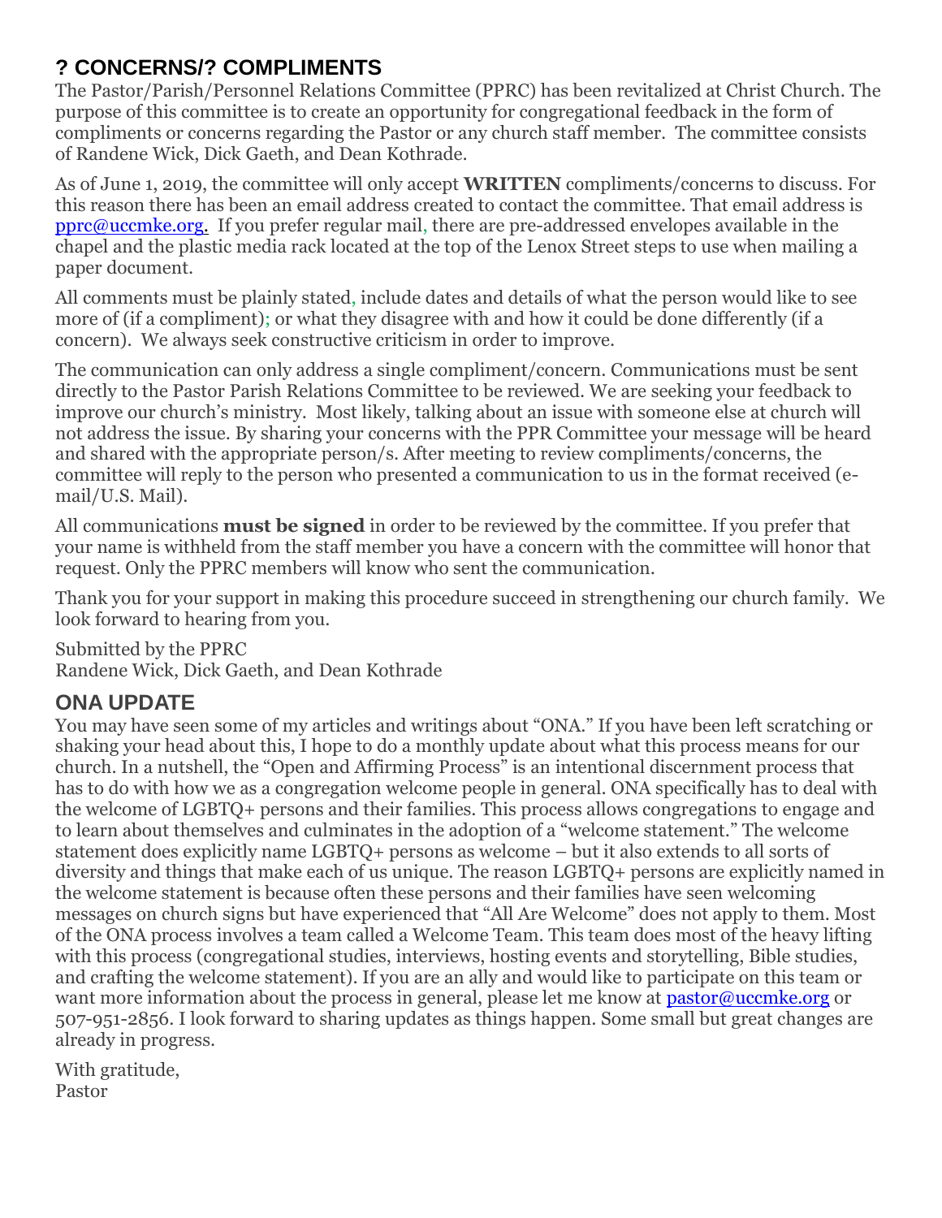## ? CONCERNS/? COMPLIMENTS

The Pastor/Parish/Personnel Relations Committee (PPRC) has been revitalized at Christ Church. The purpose of this committee is to create an opportunity for congregational feedback in the form of compliments or concerns regarding the Pastor or any church staff member. The committee consists of Randene Wick, Dick Gaeth, and Dean Kothrade.

As of June 1, 2019, the committee will only accept **WRITTEN** compliments/concerns to discuss. For this reason there has been an email address created to contact the committee. That email address is pprc@uccmke.org. If you prefer regular mail, there are pre-addressed envelopes available in the chapel and the plastic media rack located at the top of the Lenox Street steps to use when mailing a paper document.

All comments must be plainly stated, include dates and details of what the person would like to see more of (if a compliment); or what they disagree with and how it could be done differently (if a concern). We always seek constructive criticism in order to improve.

The communication can only address a single compliment/concern. Communications must be sent directly to the Pastor Parish Relations Committee to be reviewed. We are seeking your feedback to improve our church's ministry. Most likely, talking about an issue with someone else at church will not address the issue. By sharing your concerns with the PPR Committee your message will be heard and shared with the appropriate person/s. After meeting to review compliments/concerns, the committee will reply to the person who presented a communication to us in the format received (e-mail/U.S. Mail).

All communications **must be signed** in order to be reviewed by the committee. If you prefer that your name is withheld from the staff member you have a concern with the committee will honor that request. Only the PPRC members will know who sent the communication.

Thank you for your support in making this procedure succeed in strengthening our church family. We look forward to hearing from you.

Submitted by the PPRC
Randene Wick, Dick Gaeth, and Dean Kothrade

## ONA UPDATE

You may have seen some of my articles and writings about "ONA." If you have been left scratching or shaking your head about this, I hope to do a monthly update about what this process means for our church. In a nutshell, the "Open and Affirming Process" is an intentional discernment process that has to do with how we as a congregation welcome people in general. ONA specifically has to deal with the welcome of LGBTQ+ persons and their families. This process allows congregations to engage and to learn about themselves and culminates in the adoption of a "welcome statement." The welcome statement does explicitly name LGBTQ+ persons as welcome – but it also extends to all sorts of diversity and things that make each of us unique. The reason LGBTQ+ persons are explicitly named in the welcome statement is because often these persons and their families have seen welcoming messages on church signs but have experienced that "All Are Welcome" does not apply to them. Most of the ONA process involves a team called a Welcome Team. This team does most of the heavy lifting with this process (congregational studies, interviews, hosting events and storytelling, Bible studies, and crafting the welcome statement). If you are an ally and would like to participate on this team or want more information about the process in general, please let me know at pastor@uccmke.org or 507-951-2856. I look forward to sharing updates as things happen. Some small but great changes are already in progress.

With gratitude,
Pastor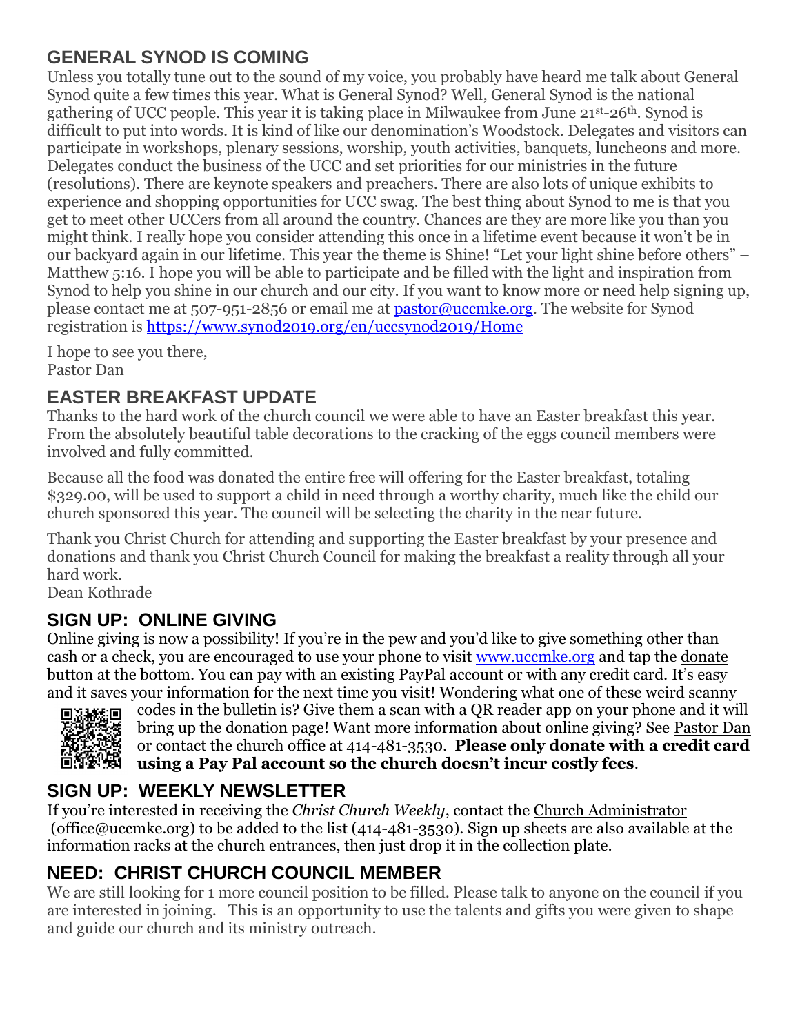## GENERAL SYNOD IS COMING

Unless you totally tune out to the sound of my voice, you probably have heard me talk about General Synod quite a few times this year. What is General Synod? Well, General Synod is the national gathering of UCC people. This year it is taking place in Milwaukee from June 21st-26th. Synod is difficult to put into words. It is kind of like our denomination's Woodstock. Delegates and visitors can participate in workshops, plenary sessions, worship, youth activities, banquets, luncheons and more. Delegates conduct the business of the UCC and set priorities for our ministries in the future (resolutions). There are keynote speakers and preachers. There are also lots of unique exhibits to experience and shopping opportunities for UCC swag. The best thing about Synod to me is that you get to meet other UCCers from all around the country. Chances are they are more like you than you might think. I really hope you consider attending this once in a lifetime event because it won't be in our backyard again in our lifetime. This year the theme is Shine! "Let your light shine before others" – Matthew 5:16. I hope you will be able to participate and be filled with the light and inspiration from Synod to help you shine in our church and our city. If you want to know more or need help signing up, please contact me at 507-951-2856 or email me at pastor@uccmke.org. The website for Synod registration is https://www.synod2019.org/en/uccsynod2019/Home

I hope to see you there,
Pastor Dan

## EASTER BREAKFAST UPDATE

Thanks to the hard work of the church council we were able to have an Easter breakfast this year. From the absolutely beautiful table decorations to the cracking of the eggs council members were involved and fully committed.

Because all the food was donated the entire free will offering for the Easter breakfast, totaling $329.00, will be used to support a child in need through a worthy charity, much like the child our church sponsored this year. The council will be selecting the charity in the near future.

Thank you Christ Church for attending and supporting the Easter breakfast by your presence and donations and thank you Christ Church Council for making the breakfast a reality through all your hard work.
Dean Kothrade

## SIGN UP: ONLINE GIVING

Online giving is now a possibility! If you're in the pew and you'd like to give something other than cash or a check, you are encouraged to use your phone to visit www.uccmke.org and tap the donate button at the bottom. You can pay with an existing PayPal account or with any credit card. It's easy and it saves your information for the next time you visit! Wondering what one of these weird scanny codes in the bulletin is? Give them a scan with a QR reader app on your phone and it will bring up the donation page! Want more information about online giving? See Pastor Dan or contact the church office at 414-481-3530. **Please only donate with a credit card using a Pay Pal account so the church doesn't incur costly fees**.

## SIGN UP: WEEKLY NEWSLETTER

If you're interested in receiving the *Christ Church Weekly*, contact the Church Administrator (office@uccmke.org) to be added to the list (414-481-3530). Sign up sheets are also available at the information racks at the church entrances, then just drop it in the collection plate.

## NEED: CHRIST CHURCH COUNCIL MEMBER

We are still looking for 1 more council position to be filled. Please talk to anyone on the council if you are interested in joining. This is an opportunity to use the talents and gifts you were given to shape and guide our church and its ministry outreach.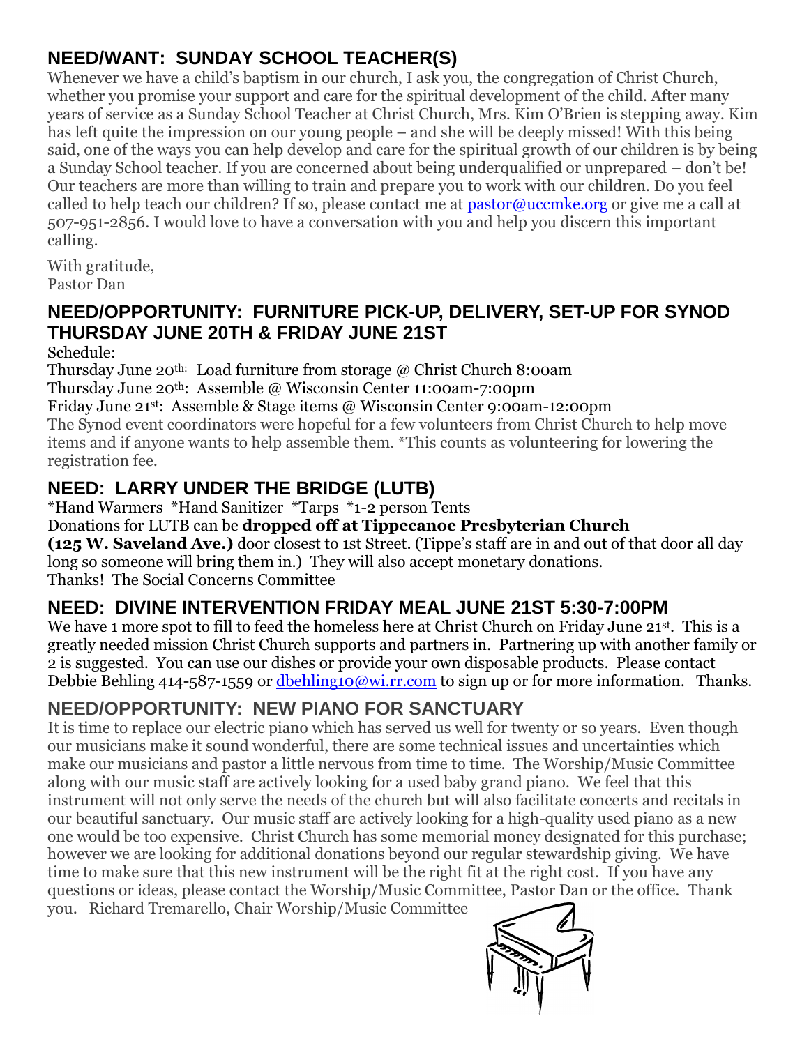## NEED/WANT: SUNDAY SCHOOL TEACHER(S)

Whenever we have a child's baptism in our church, I ask you, the congregation of Christ Church, whether you promise your support and care for the spiritual development of the child. After many years of service as a Sunday School Teacher at Christ Church, Mrs. Kim O'Brien is stepping away. Kim has left quite the impression on our young people – and she will be deeply missed! With this being said, one of the ways you can help develop and care for the spiritual growth of our children is by being a Sunday School teacher. If you are concerned about being underqualified or unprepared – don't be! Our teachers are more than willing to train and prepare you to work with our children. Do you feel called to help teach our children? If so, please contact me at pastor@uccmke.org or give me a call at 507-951-2856. I would love to have a conversation with you and help you discern this important calling.

With gratitude,
Pastor Dan

## NEED/OPPORTUNITY: FURNITURE PICK-UP, DELIVERY, SET-UP FOR SYNOD THURSDAY JUNE 20TH & FRIDAY JUNE 21ST

Schedule:
Thursday June 20th: Load furniture from storage @ Christ Church 8:00am
Thursday June 20th: Assemble @ Wisconsin Center 11:00am-7:00pm
Friday June 21st: Assemble & Stage items @ Wisconsin Center 9:00am-12:00pm
The Synod event coordinators were hopeful for a few volunteers from Christ Church to help move items and if anyone wants to help assemble them. *This counts as volunteering for lowering the registration fee.

## NEED: LARRY UNDER THE BRIDGE (LUTB)

*Hand Warmers *Hand Sanitizer *Tarps *1-2 person Tents
Donations for LUTB can be **dropped off at Tippecanoe Presbyterian Church (125 W. Saveland Ave.)** door closest to 1st Street. (Tippe's staff are in and out of that door all day long so someone will bring them in.) They will also accept monetary donations.
Thanks! The Social Concerns Committee

## NEED: DIVINE INTERVENTION FRIDAY MEAL JUNE 21ST 5:30-7:00PM

We have 1 more spot to fill to feed the homeless here at Christ Church on Friday June 21st. This is a greatly needed mission Christ Church supports and partners in. Partnering up with another family or 2 is suggested. You can use our dishes or provide your own disposable products. Please contact Debbie Behling 414-587-1559 or dbehling10@wi.rr.com to sign up or for more information. Thanks.

## NEED/OPPORTUNITY: NEW PIANO FOR SANCTUARY

It is time to replace our electric piano which has served us well for twenty or so years. Even though our musicians make it sound wonderful, there are some technical issues and uncertainties which make our musicians and pastor a little nervous from time to time. The Worship/Music Committee along with our music staff are actively looking for a used baby grand piano. We feel that this instrument will not only serve the needs of the church but will also facilitate concerts and recitals in our beautiful sanctuary. Our music staff are actively looking for a high-quality used piano as a new one would be too expensive. Christ Church has some memorial money designated for this purchase; however we are looking for additional donations beyond our regular stewardship giving. We have time to make sure that this new instrument will be the right fit at the right cost. If you have any questions or ideas, please contact the Worship/Music Committee, Pastor Dan or the office. Thank you. Richard Tremarello, Chair Worship/Music Committee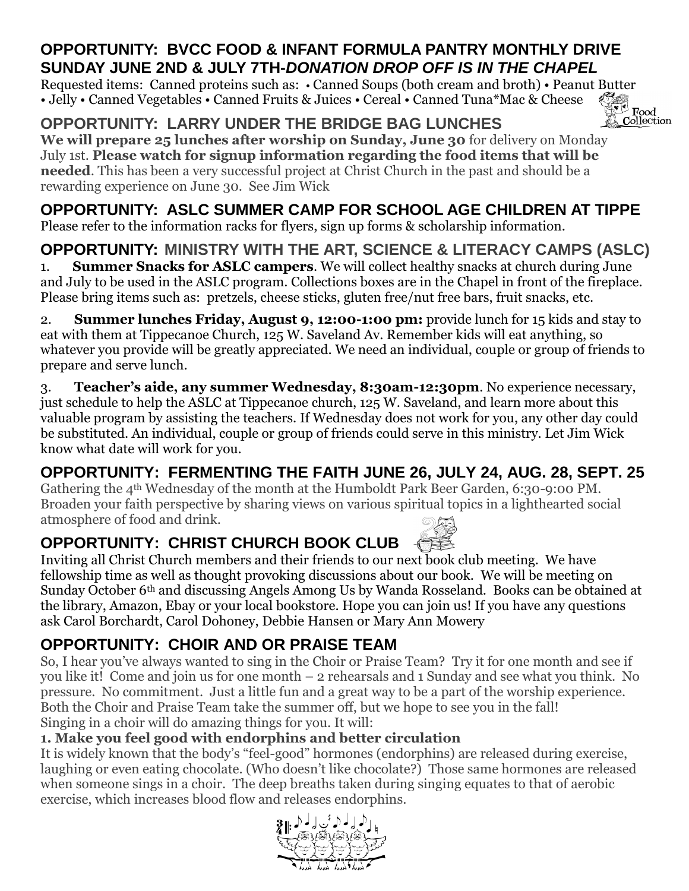## OPPORTUNITY: BVCC FOOD & INFANT FORMULA PANTRY MONTHLY DRIVE SUNDAY JUNE 2ND & JULY 7TH-*DONATION DROP OFF IS IN THE CHAPEL*

Requested items: Canned proteins such as: • Canned Soups (both cream and broth) • Peanut Butter • Jelly • Canned Vegetables • Canned Fruits & Juices • Cereal • Canned Tuna*Mac & Cheese

## OPPORTUNITY: LARRY UNDER THE BRIDGE BAG LUNCHES

**We will prepare 25 lunches after worship on Sunday, June 30** for delivery on Monday July 1st. **Please watch for signup information regarding the food items that will be needed**. This has been a very successful project at Christ Church in the past and should be a rewarding experience on June 30. See Jim Wick

## OPPORTUNITY: ASLC SUMMER CAMP FOR SCHOOL AGE CHILDREN AT TIPPE

Please refer to the information racks for flyers, sign up forms & scholarship information.

## OPPORTUNITY: MINISTRY WITH THE ART, SCIENCE & LITERACY CAMPS (ASLC)

1. **Summer Snacks for ASLC campers**. We will collect healthy snacks at church during June and July to be used in the ASLC program. Collections boxes are in the Chapel in front of the fireplace. Please bring items such as: pretzels, cheese sticks, gluten free/nut free bars, fruit snacks, etc.

2. **Summer lunches Friday, August 9, 12:00-1:00 pm:** provide lunch for 15 kids and stay to eat with them at Tippecanoe Church, 125 W. Saveland Av. Remember kids will eat anything, so whatever you provide will be greatly appreciated. We need an individual, couple or group of friends to prepare and serve lunch.

3. **Teacher's aide, any summer Wednesday, 8:30am-12:30pm**. No experience necessary, just schedule to help the ASLC at Tippecanoe church, 125 W. Saveland, and learn more about this valuable program by assisting the teachers. If Wednesday does not work for you, any other day could be substituted. An individual, couple or group of friends could serve in this ministry. Let Jim Wick know what date will work for you.

## OPPORTUNITY: FERMENTING THE FAITH JUNE 26, JULY 24, AUG. 28, SEPT. 25

Gathering the 4th Wednesday of the month at the Humboldt Park Beer Garden, 6:30-9:00 PM. Broaden your faith perspective by sharing views on various spiritual topics in a lighthearted social atmosphere of food and drink.

## OPPORTUNITY: CHRIST CHURCH BOOK CLUB

Inviting all Christ Church members and their friends to our next book club meeting. We have fellowship time as well as thought provoking discussions about our book. We will be meeting on Sunday October 6th and discussing Angels Among Us by Wanda Rosseland. Books can be obtained at the library, Amazon, Ebay or your local bookstore. Hope you can join us! If you have any questions ask Carol Borchardt, Carol Dohoney, Debbie Hansen or Mary Ann Mowery

## OPPORTUNITY: CHOIR AND OR PRAISE TEAM

So, I hear you've always wanted to sing in the Choir or Praise Team? Try it for one month and see if you like it! Come and join us for one month – 2 rehearsals and 1 Sunday and see what you think. No pressure. No commitment. Just a little fun and a great way to be a part of the worship experience. Both the Choir and Praise Team take the summer off, but we hope to see you in the fall!
Singing in a choir will do amazing things for you. It will:

**1. Make you feel good with endorphins and better circulation**

It is widely known that the body's "feel-good" hormones (endorphins) are released during exercise, laughing or even eating chocolate. (Who doesn't like chocolate?) Those same hormones are released when someone sings in a choir. The deep breaths taken during singing equates to that of aerobic exercise, which increases blood flow and releases endorphins.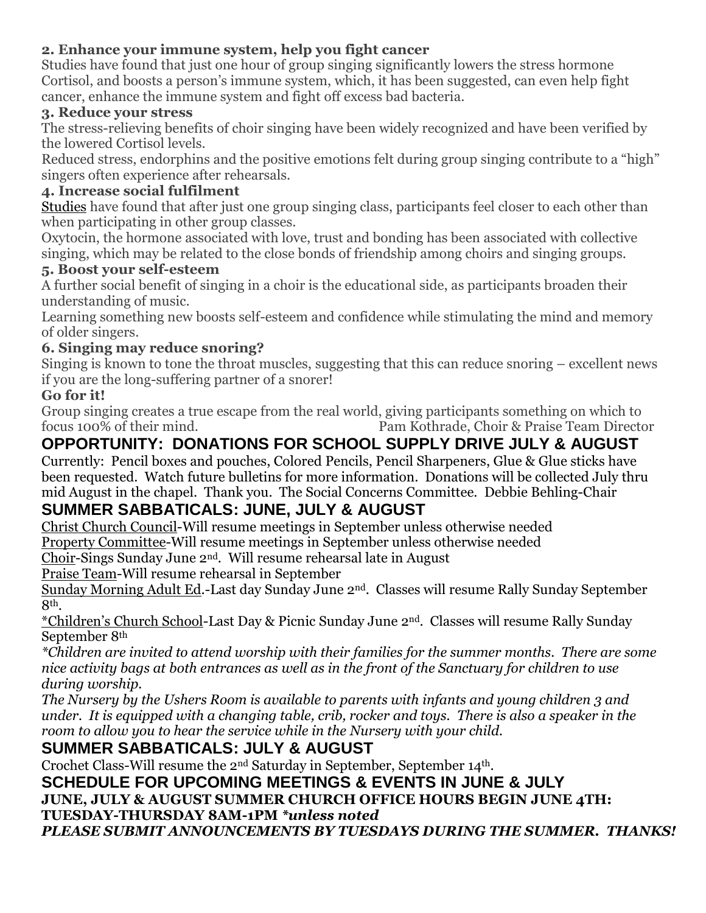**2. Enhance your immune system, help you fight cancer**

Studies have found that just one hour of group singing significantly lowers the stress hormone Cortisol, and boosts a person's immune system, which, it has been suggested, can even help fight cancer, enhance the immune system and fight off excess bad bacteria.

**3. Reduce your stress**

The stress-relieving benefits of choir singing have been widely recognized and have been verified by the lowered Cortisol levels.

Reduced stress, endorphins and the positive emotions felt during group singing contribute to a "high" singers often experience after rehearsals.

**4. Increase social fulfilment**

Studies have found that after just one group singing class, participants feel closer to each other than when participating in other group classes.

Oxytocin, the hormone associated with love, trust and bonding has been associated with collective singing, which may be related to the close bonds of friendship among choirs and singing groups.

**5. Boost your self-esteem**

A further social benefit of singing in a choir is the educational side, as participants broaden their understanding of music.

Learning something new boosts self-esteem and confidence while stimulating the mind and memory of older singers.

**6. Singing may reduce snoring?**

Singing is known to tone the throat muscles, suggesting that this can reduce snoring – excellent news if you are the long-suffering partner of a snorer!

**Go for it!**

Group singing creates a true escape from the real world, giving participants something on which to focus 100% of their mind. Pam Kothrade, Choir & Praise Team Director

## OPPORTUNITY: DONATIONS FOR SCHOOL SUPPLY DRIVE JULY & AUGUST

Currently: Pencil boxes and pouches, Colored Pencils, Pencil Sharpeners, Glue & Glue sticks have been requested. Watch future bulletins for more information. Donations will be collected July thru mid August in the chapel. Thank you. The Social Concerns Committee. Debbie Behling-Chair

## SUMMER SABBATICALS: JUNE, JULY & AUGUST

Christ Church Council-Will resume meetings in September unless otherwise needed

Property Committee-Will resume meetings in September unless otherwise needed

Choir-Sings Sunday June 2nd. Will resume rehearsal late in August

Praise Team-Will resume rehearsal in September

Sunday Morning Adult Ed.-Last day Sunday June 2nd. Classes will resume Rally Sunday September 8th.

*Children's Church School-Last Day & Picnic Sunday June 2nd. Classes will resume Rally Sunday September 8th

*\*Children are invited to attend worship with their families for the summer months. There are some nice activity bags at both entrances as well as in the front of the Sanctuary for children to use during worship.*

*The Nursery by the Ushers Room is available to parents with infants and young children 3 and under. It is equipped with a changing table, crib, rocker and toys. There is also a speaker in the room to allow you to hear the service while in the Nursery with your child.*

## SUMMER SABBATICALS: JULY & AUGUST

Crochet Class-Will resume the 2nd Saturday in September, September 14th.

## SCHEDULE FOR UPCOMING MEETINGS & EVENTS IN JUNE & JULY

**JUNE, JULY & AUGUST SUMMER CHURCH OFFICE HOURS BEGIN JUNE 4TH: TUESDAY-THURSDAY 8AM-1PM *\*unless noted***

***PLEASE SUBMIT ANNOUNCEMENTS BY TUESDAYS DURING THE SUMMER. THANKS!***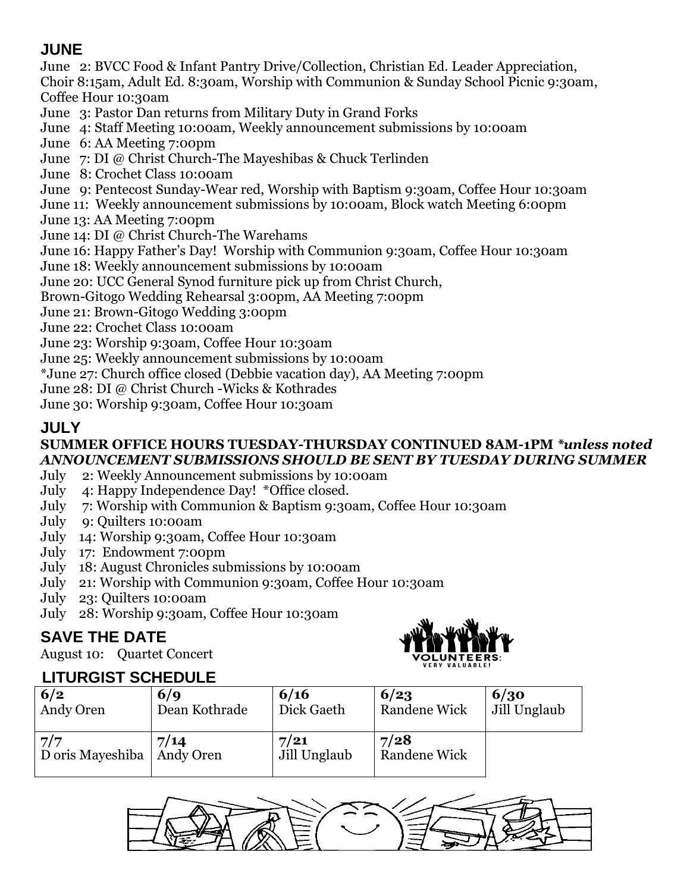## JUNE

June 2: BVCC Food & Infant Pantry Drive/Collection, Christian Ed. Leader Appreciation, Choir 8:15am, Adult Ed. 8:30am, Worship with Communion & Sunday School Picnic 9:30am, Coffee Hour 10:30am
June 3: Pastor Dan returns from Military Duty in Grand Forks
June 4: Staff Meeting 10:00am, Weekly announcement submissions by 10:00am
June 6: AA Meeting 7:00pm
June 7: DI @ Christ Church-The Mayeshibas & Chuck Terlinden
June 8: Crochet Class 10:00am
June 9: Pentecost Sunday-Wear red, Worship with Baptism 9:30am, Coffee Hour 10:30am
June 11: Weekly announcement submissions by 10:00am, Block watch Meeting 6:00pm
June 13: AA Meeting 7:00pm
June 14: DI @ Christ Church-The Warehams
June 16: Happy Father's Day! Worship with Communion 9:30am, Coffee Hour 10:30am
June 18: Weekly announcement submissions by 10:00am
June 20: UCC General Synod furniture pick up from Christ Church, Brown-Gitogo Wedding Rehearsal 3:00pm, AA Meeting 7:00pm
June 21: Brown-Gitogo Wedding 3:00pm
June 22: Crochet Class 10:00am
June 23: Worship 9:30am, Coffee Hour 10:30am
June 25: Weekly announcement submissions by 10:00am
*June 27: Church office closed (Debbie vacation day), AA Meeting 7:00pm
June 28: DI @ Christ Church -Wicks & Kothrades
June 30: Worship 9:30am, Coffee Hour 10:30am

## JULY

**SUMMER OFFICE HOURS TUESDAY-THURSDAY CONTINUED 8AM-1PM *unless noted***
***ANNOUNCEMENT SUBMISSIONS SHOULD BE SENT BY TUESDAY DURING SUMMER***

July 2: Weekly Announcement submissions by 10:00am
July 4: Happy Independence Day! *Office closed.
July 7: Worship with Communion & Baptism 9:30am, Coffee Hour 10:30am
July 9: Quilters 10:00am
July 14: Worship 9:30am, Coffee Hour 10:30am
July 17: Endowment 7:00pm
July 18: August Chronicles submissions by 10:00am
July 21: Worship with Communion 9:30am, Coffee Hour 10:30am
July 23: Quilters 10:00am
July 28: Worship 9:30am, Coffee Hour 10:30am

## SAVE THE DATE

August 10: Quartet Concert

VOLUNTEERS: VERY VALUABLE!

## LITURGIST SCHEDULE

| 6/2 | 6/9 | 6/16 | 6/23 | 6/30 |
|---|---|---|---|---|
| Andy Oren | Dean Kothrade | Dick Gaeth | Randene Wick | Jill Unglaub |
| **7/7** | **7/14** | **7/21** | **7/28** | |
| D oris Mayeshiba | Andy Oren | Jill Unglaub | Randene Wick | |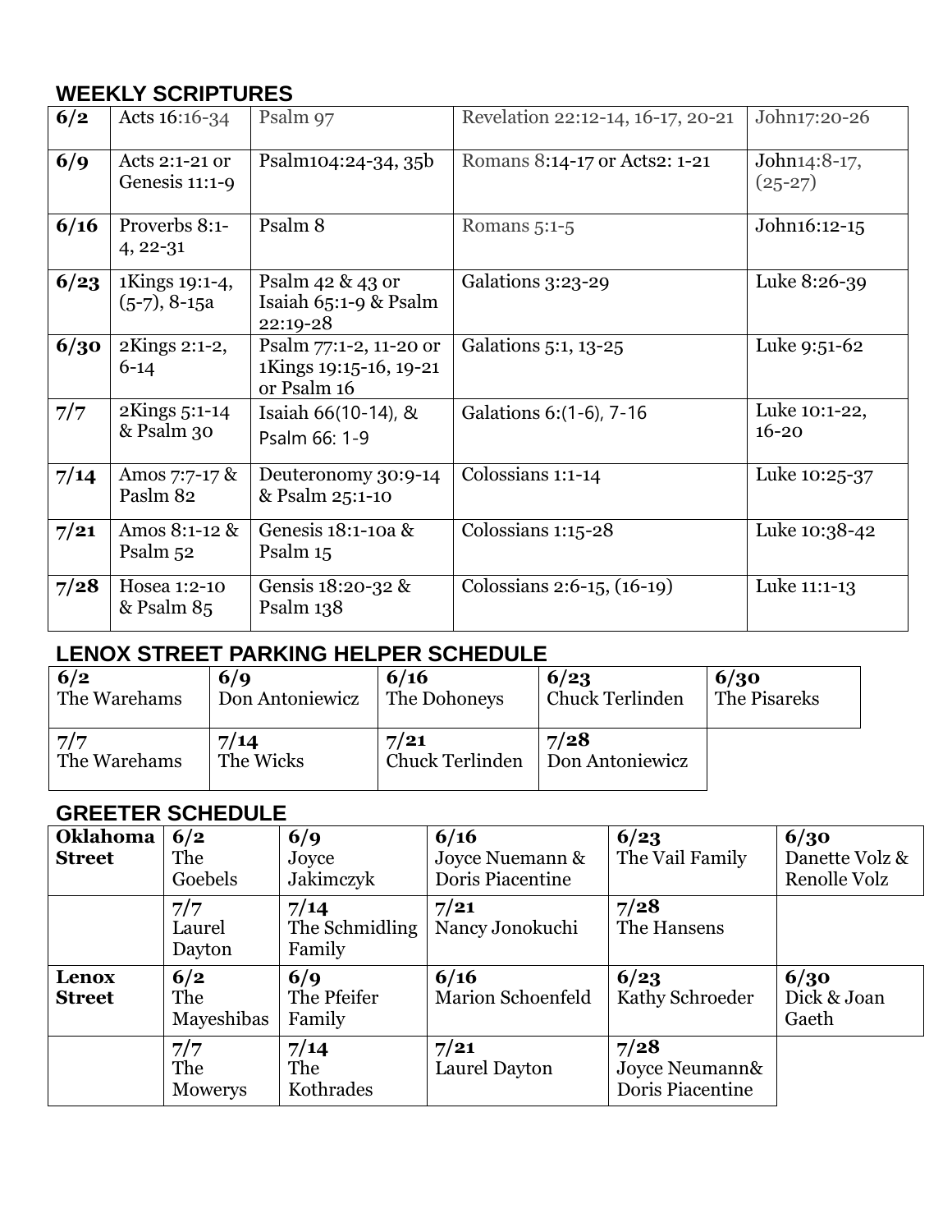## WEEKLY SCRIPTURES

| | | | | |
|---|---|---|---|---|
| **6/2** | Acts 16:16-34 | Psalm 97 | Revelation 22:12-14, 16-17, 20-21 | John17:20-26 |
| **6/9** | Acts 2:1-21 or Genesis 11:1-9 | Psalm104:24-34, 35b | Romans 8:14-17 or Acts2: 1-21 | John14:8-17, (25-27) |
| **6/16** | Proverbs 8:1-4, 22-31 | Psalm 8 | Romans 5:1-5 | John16:12-15 |
| **6/23** | 1Kings 19:1-4, (5-7), 8-15a | Psalm 42 & 43 or Isaiah 65:1-9 & Psalm 22:19-28 | Galations 3:23-29 | Luke 8:26-39 |
| **6/30** | 2Kings 2:1-2, 6-14 | Psalm 77:1-2, 11-20 or 1Kings 19:15-16, 19-21 or Psalm 16 | Galations 5:1, 13-25 | Luke 9:51-62 |
| **7/7** | 2Kings 5:1-14 & Psalm 30 | Isaiah 66(10-14), & Psalm 66: 1-9 | Galations 6:(1-6), 7-16 | Luke 10:1-22, 16-20 |
| **7/14** | Amos 7:7-17 & Paslm 82 | Deuteronomy 30:9-14 & Psalm 25:1-10 | Colossians 1:1-14 | Luke 10:25-37 |
| **7/21** | Amos 8:1-12 & Psalm 52 | Genesis 18:1-10a & Psalm 15 | Colossians 1:15-28 | Luke 10:38-42 |
| **7/28** | Hosea 1:2-10 & Psalm 85 | Gensis 18:20-32 & Psalm 138 | Colossians 2:6-15, (16-19) | Luke 11:1-13 |

## LENOX STREET PARKING HELPER SCHEDULE

| | | | | |
|---|---|---|---|---|
| **6/2** The Warehams | **6/9** Don Antoniewicz | **6/16** The Dohoneys | **6/23** Chuck Terlinden | **6/30** The Pisareks |
| **7/7** The Warehams | **7/14** The Wicks | **7/21** Chuck Terlinden | **7/28** Don Antoniewicz | |

## GREETER SCHEDULE

| | | | | | |
|---|---|---|---|---|---|
| **Oklahoma Street** | **6/2** The Goebels | **6/9** Joyce Jakimczyk | **6/16** Joyce Nuemann & Doris Piacentine | **6/23** The Vail Family | **6/30** Danette Volz & Renolle Volz |
| | **7/7** Laurel Dayton | **7/14** The Schmidling Family | **7/21** Nancy Jonokuchi | **7/28** The Hansens | |
| **Lenox Street** | **6/2** The Mayeshibas | **6/9** The Pfeifer Family | **6/16** Marion Schoenfeld | **6/23** Kathy Schroeder | **6/30** Dick & Joan Gaeth |
| | **7/7** The Mowerys | **7/14** The Kothrades | **7/21** Laurel Dayton | **7/28** Joyce Neumann& Doris Piacentine | |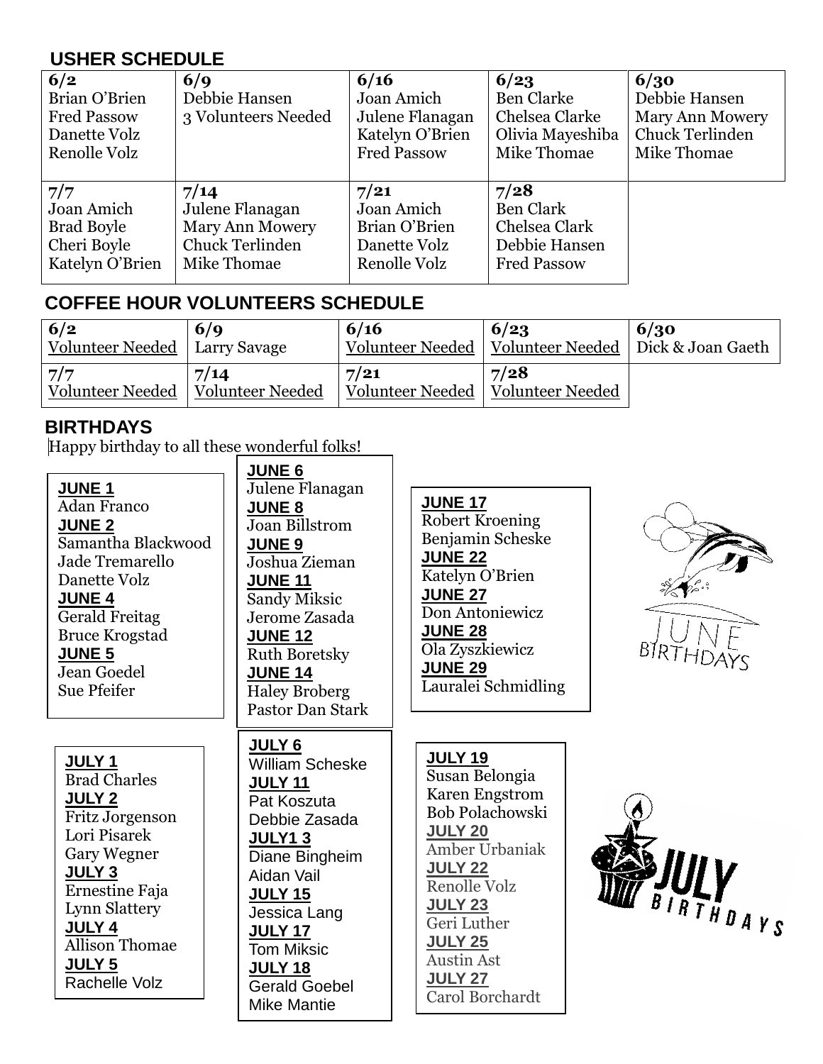## USHER SCHEDULE

| 6/2 | 6/9 | 6/16 | 6/23 | 6/30 |
|---|---|---|---|---|
| Brian O'Brien<br>Fred Passow<br>Danette Volz<br>Renolle Volz | Debbie Hansen<br>3 Volunteers Needed | Joan Amich<br>Julene Flanagan<br>Katelyn O'Brien<br>Fred Passow | Ben Clarke<br>Chelsea Clarke<br>Olivia Mayeshiba<br>Mike Thomae | Debbie Hansen<br>Mary Ann Mowery<br>Chuck Terlinden<br>Mike Thomae |
| **7/7**<br>Joan Amich<br>Brad Boyle<br>Cheri Boyle<br>Katelyn O'Brien | **7/14**<br>Julene Flanagan<br>Mary Ann Mowery<br>Chuck Terlinden<br>Mike Thomae | **7/21**<br>Joan Amich<br>Brian O'Brien<br>Danette Volz<br>Renolle Volz | **7/28**<br>Ben Clark<br>Chelsea Clark<br>Debbie Hansen<br>Fred Passow | |

## COFFEE HOUR VOLUNTEERS SCHEDULE

| 6/2 | 6/9 | 6/16 | 6/23 | 6/30 |
|---|---|---|---|---|
| Volunteer Needed | Larry Savage | Volunteer Needed | Volunteer Needed | Dick & Joan Gaeth |
| **7/7**<br>Volunteer Needed | **7/14**<br>Volunteer Needed | **7/21**<br>Volunteer Needed | **7/28**<br>Volunteer Needed | |

## BIRTHDAYS

Happy birthday to all these wonderful folks!

**JUNE 1**
Adan Franco
**JUNE 2**
Samantha Blackwood
Jade Tremarello
Danette Volz
**JUNE 4**
Gerald Freitag
Bruce Krogstad
**JUNE 5**
Jean Goedel
Sue Pfeifer

**JUNE 6**
Julene Flanagan
**JUNE 8**
Joan Billstrom
**JUNE 9**
Joshua Zieman
**JUNE 11**
Sandy Miksic
Jerome Zasada
**JUNE 12**
Ruth Boretsky
**JUNE 14**
Haley Broberg
Pastor Dan Stark

**JUNE 17**
Robert Kroening
Benjamin Scheske
**JUNE 22**
Katelyn O'Brien
**JUNE 27**
Don Antoniewicz
**JUNE 28**
Ola Zyszkiewicz
**JUNE 29**
Lauralei Schmidling

JUNE BIRTHDAYS

**JULY 1**
Brad Charles
**JULY 2**
Fritz Jorgenson
Lori Pisarek
Gary Wegner
**JULY 3**
Ernestine Faja
Lynn Slattery
**JULY 4**
Allison Thomae
**JULY 5**
Rachelle Volz

**JULY 6**
William Scheske
**JULY 11**
Pat Koszuta
Debbie Zasada
**JULY1 3**
Diane Bingheim
Aidan Vail
**JULY 15**
Jessica Lang
**JULY 17**
Tom Miksic
**JULY 18**
Gerald Goebel
Mike Mantie

**JULY 19**
Susan Belongia
Karen Engstrom
Bob Polachowski
**JULY 20**
Amber Urbaniak
**JULY 22**
Renolle Volz
**JULY 23**
Geri Luther
**JULY 25**
Austin Ast
**JULY 27**
Carol Borchardt

JULY BIRTHDAYS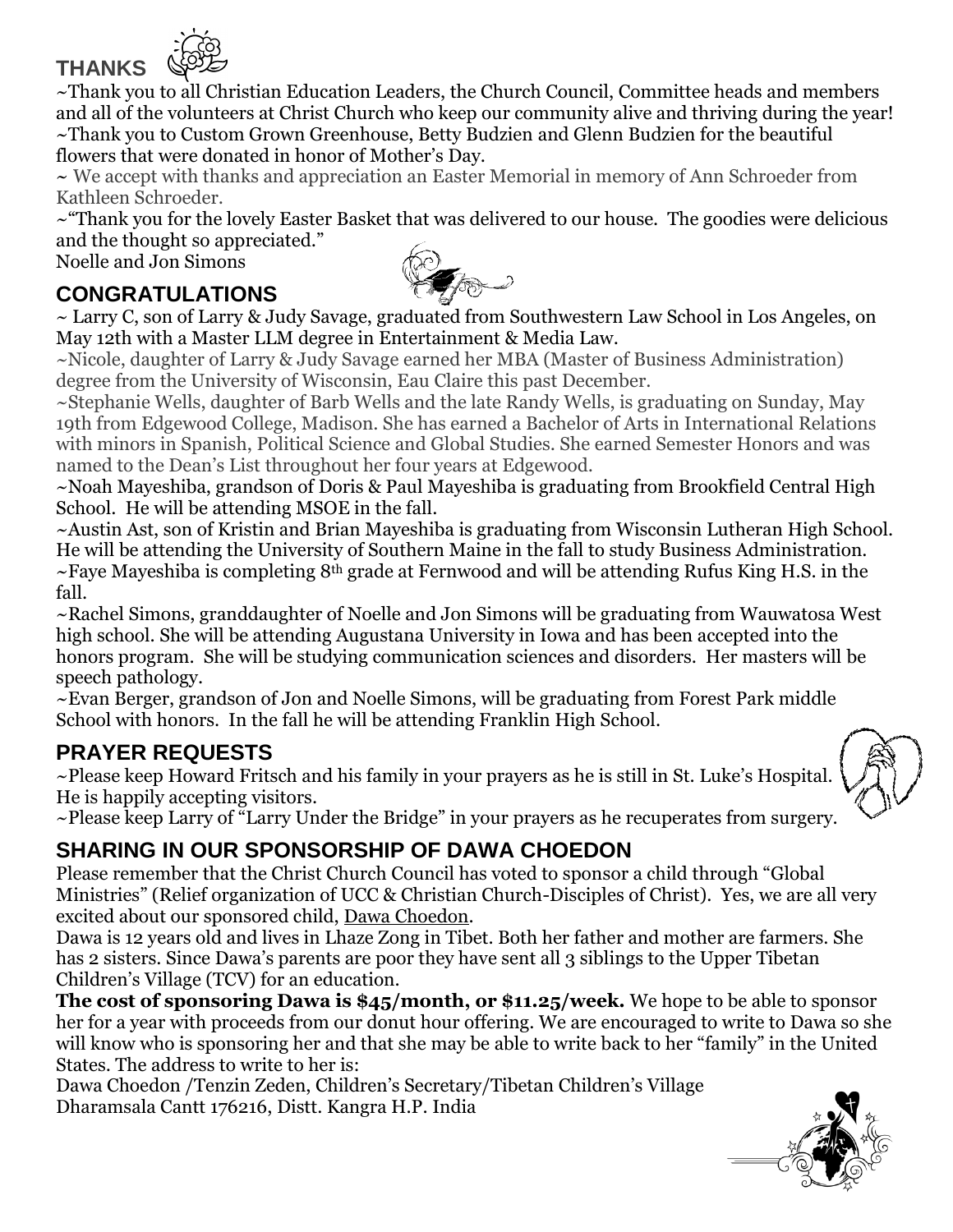## THANKS

~Thank you to all Christian Education Leaders, the Church Council, Committee heads and members and all of the volunteers at Christ Church who keep our community alive and thriving during the year!

~Thank you to Custom Grown Greenhouse, Betty Budzien and Glenn Budzien for the beautiful flowers that were donated in honor of Mother's Day.

~ We accept with thanks and appreciation an Easter Memorial in memory of Ann Schroeder from Kathleen Schroeder.

~"Thank you for the lovely Easter Basket that was delivered to our house. The goodies were delicious and the thought so appreciated."
Noelle and Jon Simons

## CONGRATULATIONS

~ Larry C, son of Larry & Judy Savage, graduated from Southwestern Law School in Los Angeles, on May 12th with a Master LLM degree in Entertainment & Media Law.

~Nicole, daughter of Larry & Judy Savage earned her MBA (Master of Business Administration) degree from the University of Wisconsin, Eau Claire this past December.

~Stephanie Wells, daughter of Barb Wells and the late Randy Wells, is graduating on Sunday, May 19th from Edgewood College, Madison. She has earned a Bachelor of Arts in International Relations with minors in Spanish, Political Science and Global Studies. She earned Semester Honors and was named to the Dean's List throughout her four years at Edgewood.

~Noah Mayeshiba, grandson of Doris & Paul Mayeshiba is graduating from Brookfield Central High School. He will be attending MSOE in the fall.

~Austin Ast, son of Kristin and Brian Mayeshiba is graduating from Wisconsin Lutheran High School. He will be attending the University of Southern Maine in the fall to study Business Administration.

~Faye Mayeshiba is completing 8th grade at Fernwood and will be attending Rufus King H.S. in the fall.

~Rachel Simons, granddaughter of Noelle and Jon Simons will be graduating from Wauwatosa West high school. She will be attending Augustana University in Iowa and has been accepted into the honors program. She will be studying communication sciences and disorders. Her masters will be speech pathology.

~Evan Berger, grandson of Jon and Noelle Simons, will be graduating from Forest Park middle School with honors. In the fall he will be attending Franklin High School.

## PRAYER REQUESTS

~Please keep Howard Fritsch and his family in your prayers as he is still in St. Luke's Hospital. He is happily accepting visitors.

~Please keep Larry of "Larry Under the Bridge" in your prayers as he recuperates from surgery.

## SHARING IN OUR SPONSORSHIP OF DAWA CHOEDON

Please remember that the Christ Church Council has voted to sponsor a child through "Global Ministries" (Relief organization of UCC & Christian Church-Disciples of Christ). Yes, we are all very excited about our sponsored child, Dawa Choedon.

Dawa is 12 years old and lives in Lhaze Zong in Tibet. Both her father and mother are farmers. She has 2 sisters. Since Dawa's parents are poor they have sent all 3 siblings to the Upper Tibetan Children's Village (TCV) for an education.

**The cost of sponsoring Dawa is $45/month, or $11.25/week.** We hope to be able to sponsor her for a year with proceeds from our donut hour offering. We are encouraged to write to Dawa so she will know who is sponsoring her and that she may be able to write back to her "family" in the United States. The address to write to her is:

Dawa Choedon /Tenzin Zeden, Children's Secretary/Tibetan Children's Village
Dharamsala Cantt 176216, Distt. Kangra H.P. India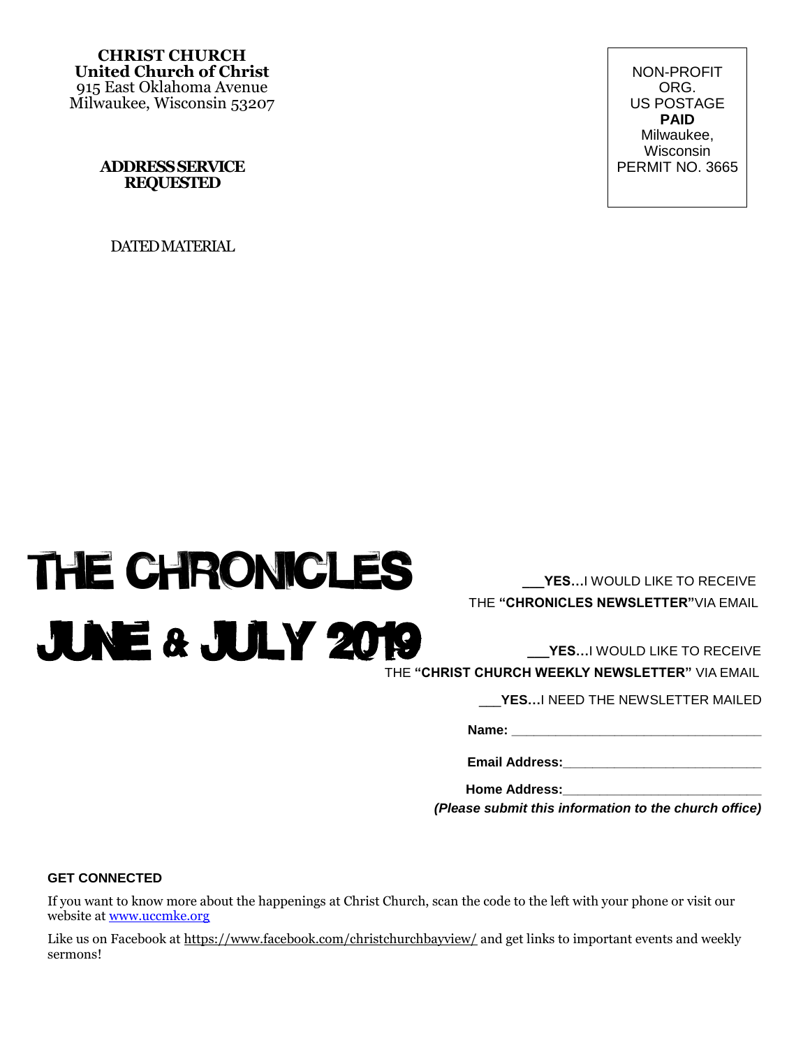**CHRIST CHURCH**
**United Church of Christ**
915 East Oklahoma Avenue
Milwaukee, Wisconsin 53207

**ADDRESS SERVICE REQUESTED**

DATED MATERIAL

NON-PROFIT ORG.
US POSTAGE
**PAID**
Milwaukee, Wisconsin
PERMIT NO. 3665

# THE CHRONICLES
# JUNE & JULY 2019

___**YES…**I WOULD LIKE TO RECEIVE THE **"CHRONICLES NEWSLETTER"** VIA EMAIL

___**YES…**I WOULD LIKE TO RECEIVE THE **"CHRIST CHURCH WEEKLY NEWSLETTER"** VIA EMAIL

___**YES…**I NEED THE NEWSLETTER MAILED

**Name:** ________________________________

**Email Address:**__________________________

**Home Address:**__________________________

***(Please submit this information to the church office)***

**GET CONNECTED**

If you want to know more about the happenings at Christ Church, scan the code to the left with your phone or visit our website at www.uccmke.org

Like us on Facebook at https://www.facebook.com/christchurchbayview/ and get links to important events and weekly sermons!